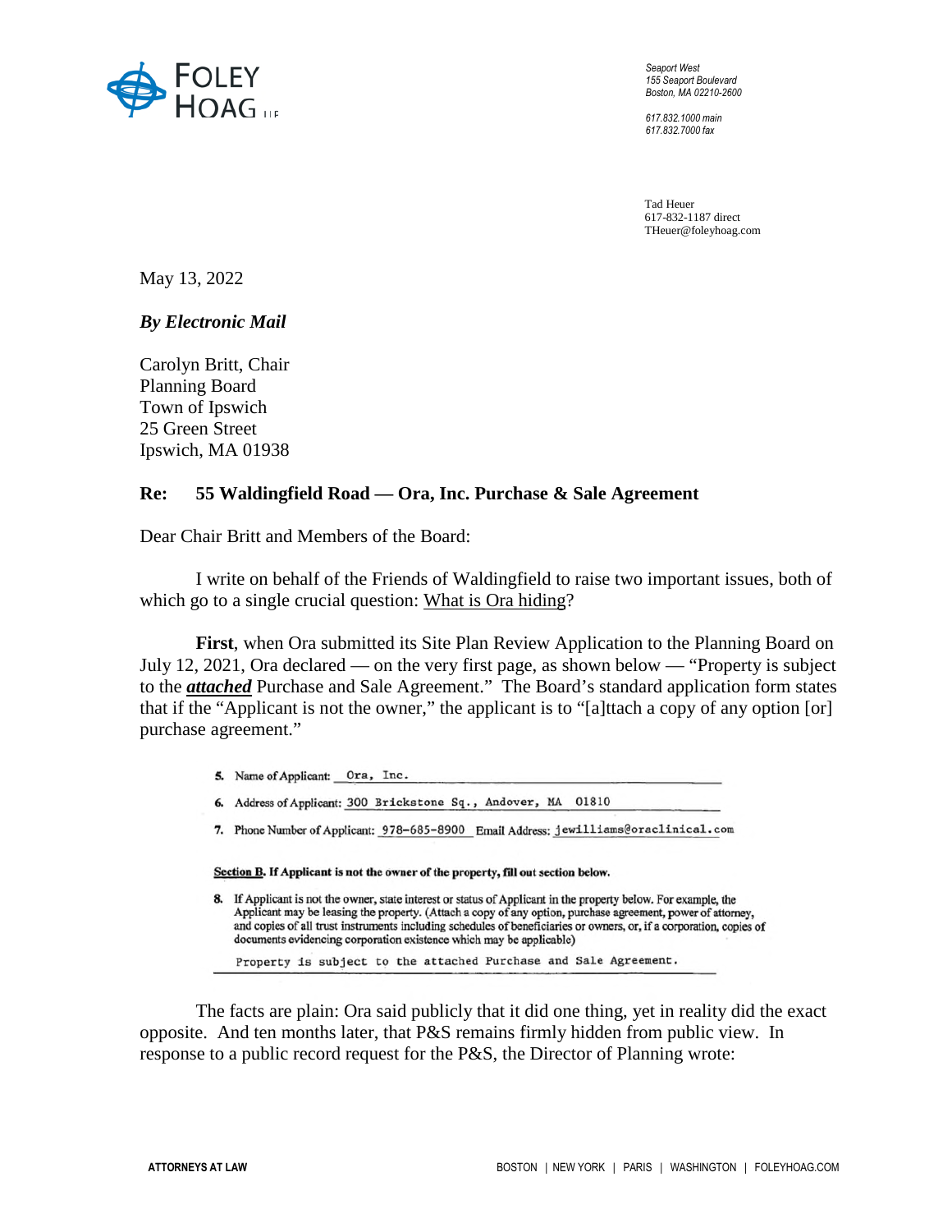FOLEY HOAG LLP

Seaport West
155 Seaport Boulevard
Boston, MA 02210-2600

617.832.1000 main
617.832.7000 fax

Tad Heuer
617-832-1187 direct
THeuer@foleyhoag.com

May 13, 2022

***By Electronic Mail***

Carolyn Britt, Chair
Planning Board
Town of Ipswich
25 Green Street
Ipswich, MA 01938

**Re: 55 Waldingfield Road — Ora, Inc. Purchase & Sale Agreement**

Dear Chair Britt and Members of the Board:

I write on behalf of the Friends of Waldingfield to raise two important issues, both of which go to a single crucial question: <u>What is Ora hiding</u>?

**First**, when Ora submitted its Site Plan Review Application to the Planning Board on July 12, 2021, Ora declared — on the very first page, as shown below — "Property is subject to the ***<u>attached</u>*** Purchase and Sale Agreement." The Board's standard application form states that if the "Applicant is not the owner," the applicant is to "[a]ttach a copy of any option [or] purchase agreement."

> 5. Name of Applicant: Ora, Inc.
>
> 6. Address of Applicant: 300 Brickstone Sq., Andover, MA 01810
>
> 7. Phone Number of Applicant: 978-685-8900 Email Address: jewilliams@oraclinical.com
>
> **<u>Section B</u>. If Applicant is not the owner of the property, fill out section below.**
>
> 8. If Applicant is not the owner, state interest or status of Applicant in the property below. For example, the Applicant may be leasing the property. (Attach a copy of any option, purchase agreement, power of attorney, and copies of all trust instruments including schedules of beneficiaries or owners, or, if a corporation, copies of documents evidencing corporation existence which may be applicable)
>
> Property is subject to the attached Purchase and Sale Agreement.

The facts are plain: Ora said publicly that it did one thing, yet in reality did the exact opposite. And ten months later, that P&S remains firmly hidden from public view. In response to a public record request for the P&S, the Director of Planning wrote:

ATTORNEYS AT LAW    BOSTON | NEW YORK | PARIS | WASHINGTON | FOLEYHOAG.COM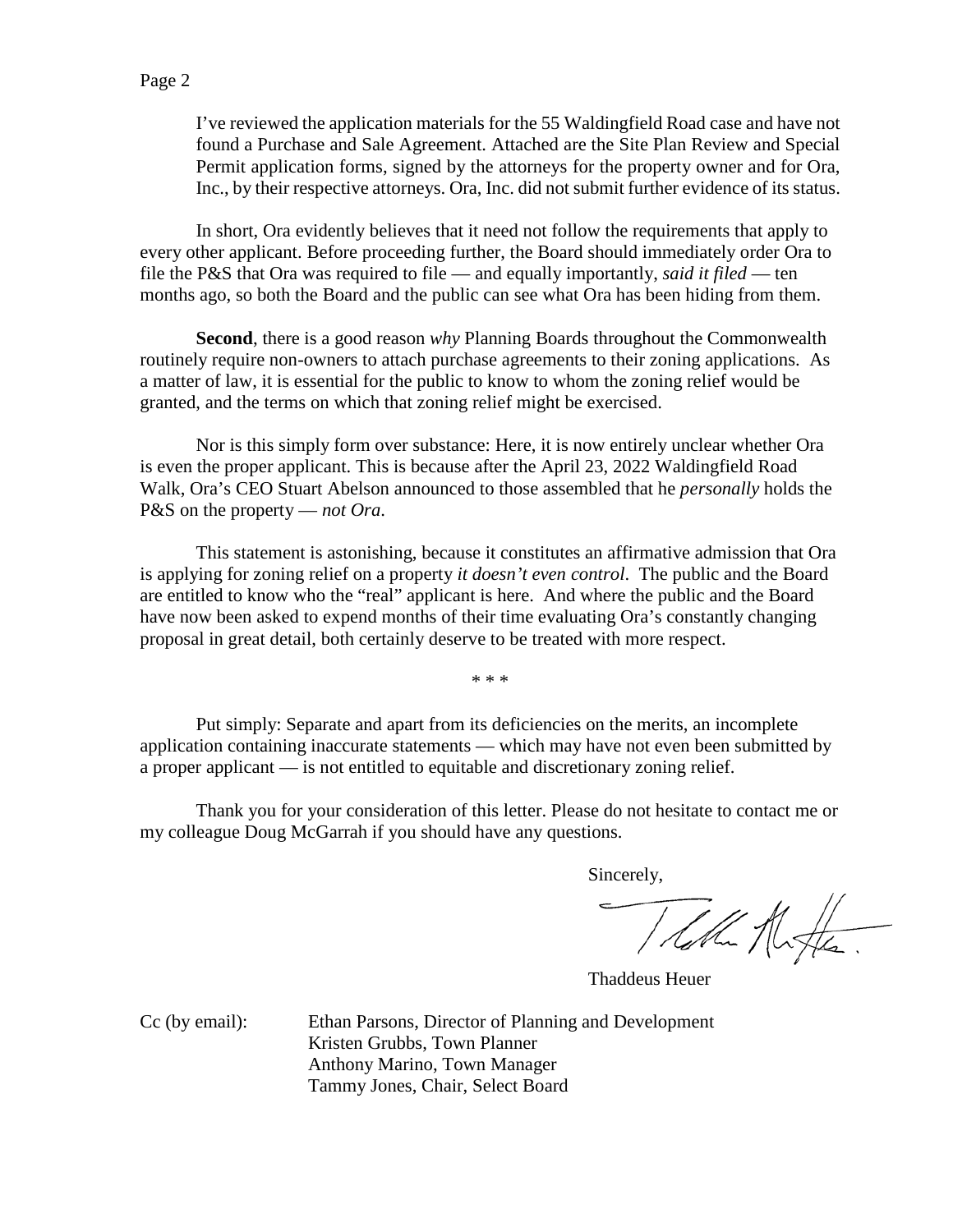I've reviewed the application materials for the 55 Waldingfield Road case and have not found a Purchase and Sale Agreement. Attached are the Site Plan Review and Special Permit application forms, signed by the attorneys for the property owner and for Ora, Inc., by their respective attorneys. Ora, Inc. did not submit further evidence of its status.

In short, Ora evidently believes that it need not follow the requirements that apply to every other applicant. Before proceeding further, the Board should immediately order Ora to file the P&S that Ora was required to file — and equally importantly, *said it filed* — ten months ago, so both the Board and the public can see what Ora has been hiding from them.

**Second**, there is a good reason *why* Planning Boards throughout the Commonwealth routinely require non-owners to attach purchase agreements to their zoning applications. As a matter of law, it is essential for the public to know to whom the zoning relief would be granted, and the terms on which that zoning relief might be exercised.

Nor is this simply form over substance: Here, it is now entirely unclear whether Ora is even the proper applicant. This is because after the April 23, 2022 Waldingfield Road Walk, Ora's CEO Stuart Abelson announced to those assembled that he *personally* holds the P&S on the property — *not Ora*.

This statement is astonishing, because it constitutes an affirmative admission that Ora is applying for zoning relief on a property *it doesn't even control*. The public and the Board are entitled to know who the "real" applicant is here. And where the public and the Board have now been asked to expend months of their time evaluating Ora's constantly changing proposal in great detail, both certainly deserve to be treated with more respect.

\* \* \*

Put simply: Separate and apart from its deficiencies on the merits, an incomplete application containing inaccurate statements — which may have not even been submitted by a proper applicant — is not entitled to equitable and discretionary zoning relief.

Thank you for your consideration of this letter. Please do not hesitate to contact me or my colleague Doug McGarrah if you should have any questions.

Sincerely,

Thaddeus Heuer

Cc (by email): Ethan Parsons, Director of Planning and Development
Kristen Grubbs, Town Planner
Anthony Marino, Town Manager
Tammy Jones, Chair, Select Board